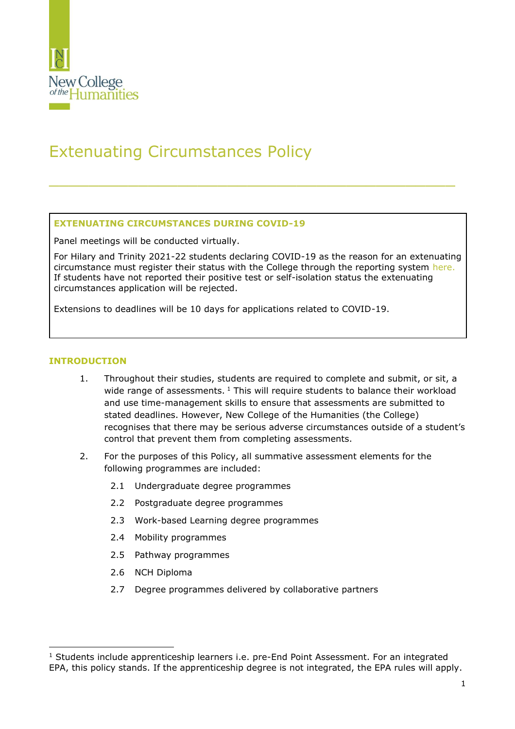# Extenuating Circumstances Policy

**EXTENUATING CIRCUMSTANCES DURING COVID-19**

Panel meetings will be conducted virtually.

For Hilary and Trinity 2021-22 students declaring COVID-19 as the reason for an extenuating circumstance must register their status with the College through the reporting system here. If students have not reported their positive test or self-isolation status the extenuating circumstances application will be rejected.

Extensions to deadlines will be 10 days for applications related to COVID-19.

## INTRODUCTION

1. Throughout their studies, students are required to complete and submit, or sit, a wide range of assessments. [1] This will require students to balance their workload and use time-management skills to ensure that assessments are submitted to stated deadlines. However, New College of the Humanities (the College) recognises that there may be serious adverse circumstances outside of a student's control that prevent them from completing assessments.

2. For the purposes of this Policy, all summative assessment elements for the following programmes are included:

   2.1 Undergraduate degree programmes

   2.2 Postgraduate degree programmes

   2.3 Work-based Learning degree programmes

   2.4 Mobility programmes

   2.5 Pathway programmes

   2.6 NCH Diploma

   2.7 Degree programmes delivered by collaborative partners

---

[1] Students include apprenticeship learners i.e. pre-End Point Assessment. For an integrated EPA, this policy stands. If the apprenticeship degree is not integrated, the EPA rules will apply.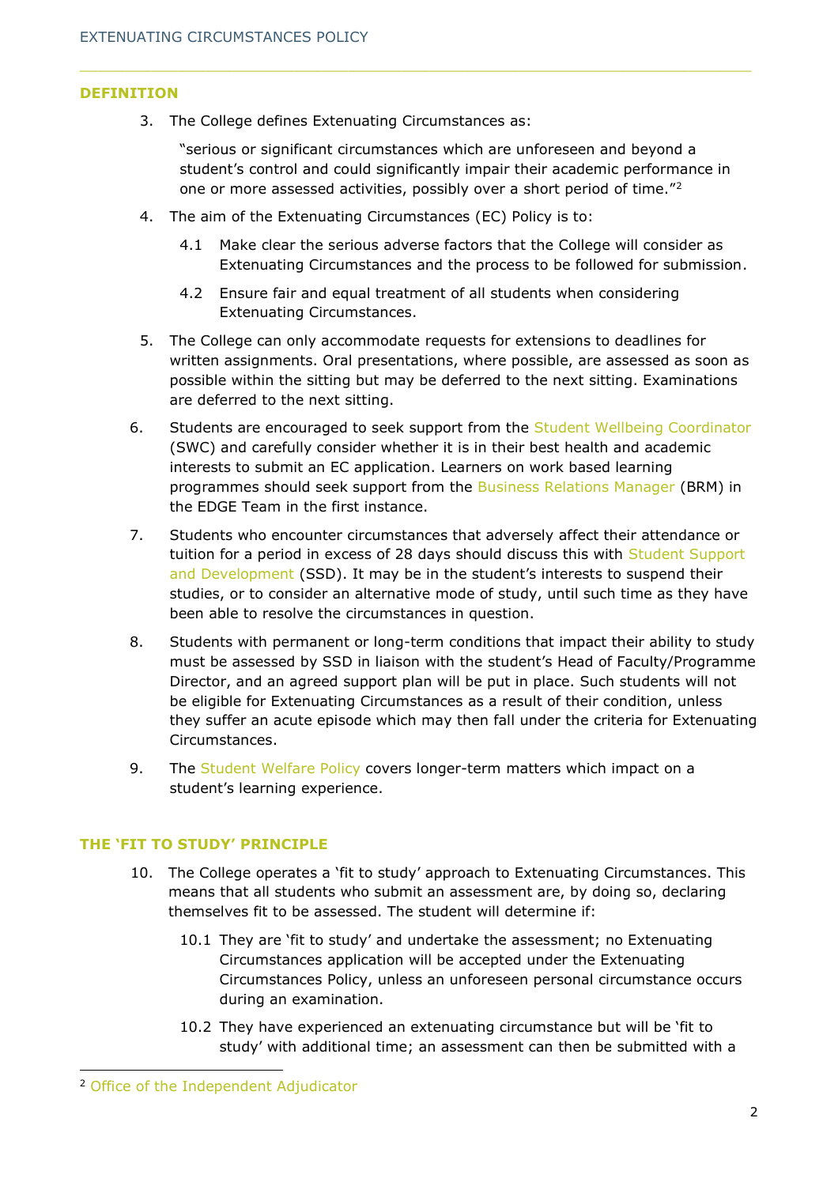## DEFINITION

3. The College defines Extenuating Circumstances as:

   "serious or significant circumstances which are unforeseen and beyond a student's control and could significantly impair their academic performance in one or more assessed activities, possibly over a short period of time."[2]

4. The aim of the Extenuating Circumstances (EC) Policy is to:

   4.1 Make clear the serious adverse factors that the College will consider as Extenuating Circumstances and the process to be followed for submission.

   4.2 Ensure fair and equal treatment of all students when considering Extenuating Circumstances.

5. The College can only accommodate requests for extensions to deadlines for written assignments. Oral presentations, where possible, are assessed as soon as possible within the sitting but may be deferred to the next sitting. Examinations are deferred to the next sitting.

6. Students are encouraged to seek support from the Student Wellbeing Coordinator (SWC) and carefully consider whether it is in their best health and academic interests to submit an EC application. Learners on work based learning programmes should seek support from the Business Relations Manager (BRM) in the EDGE Team in the first instance.

7. Students who encounter circumstances that adversely affect their attendance or tuition for a period in excess of 28 days should discuss this with Student Support and Development (SSD). It may be in the student's interests to suspend their studies, or to consider an alternative mode of study, until such time as they have been able to resolve the circumstances in question.

8. Students with permanent or long-term conditions that impact their ability to study must be assessed by SSD in liaison with the student's Head of Faculty/Programme Director, and an agreed support plan will be put in place. Such students will not be eligible for Extenuating Circumstances as a result of their condition, unless they suffer an acute episode which may then fall under the criteria for Extenuating Circumstances.

9. The Student Welfare Policy covers longer-term matters which impact on a student's learning experience.

## THE 'FIT TO STUDY' PRINCIPLE

10. The College operates a 'fit to study' approach to Extenuating Circumstances. This means that all students who submit an assessment are, by doing so, declaring themselves fit to be assessed. The student will determine if:

    10.1 They are 'fit to study' and undertake the assessment; no Extenuating Circumstances application will be accepted under the Extenuating Circumstances Policy, unless an unforeseen personal circumstance occurs during an examination.

    10.2 They have experienced an extenuating circumstance but will be 'fit to study' with additional time; an assessment can then be submitted with a

[2] Office of the Independent Adjudicator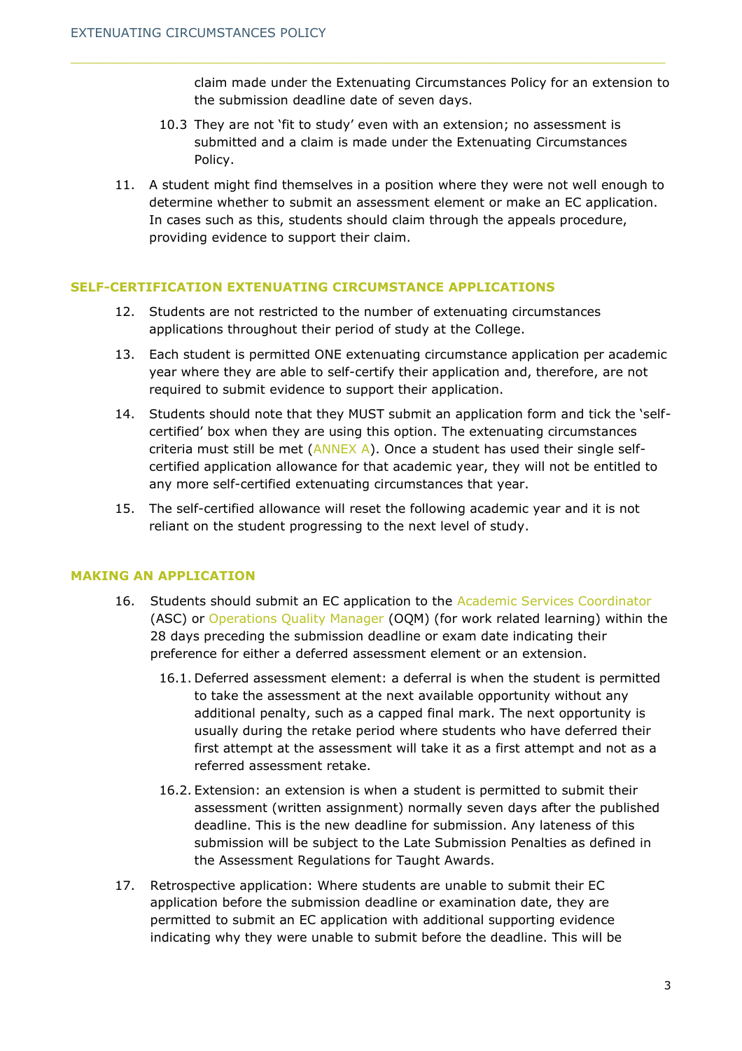claim made under the Extenuating Circumstances Policy for an extension to the submission deadline date of seven days.

10.3 They are not 'fit to study' even with an extension; no assessment is submitted and a claim is made under the Extenuating Circumstances Policy.

11. A student might find themselves in a position where they were not well enough to determine whether to submit an assessment element or make an EC application. In cases such as this, students should claim through the appeals procedure, providing evidence to support their claim.

## SELF-CERTIFICATION EXTENUATING CIRCUMSTANCE APPLICATIONS

12. Students are not restricted to the number of extenuating circumstances applications throughout their period of study at the College.

13. Each student is permitted ONE extenuating circumstance application per academic year where they are able to self-certify their application and, therefore, are not required to submit evidence to support their application.

14. Students should note that they MUST submit an application form and tick the 'self-certified' box when they are using this option. The extenuating circumstances criteria must still be met (ANNEX A). Once a student has used their single self-certified application allowance for that academic year, they will not be entitled to any more self-certified extenuating circumstances that year.

15. The self-certified allowance will reset the following academic year and it is not reliant on the student progressing to the next level of study.

## MAKING AN APPLICATION

16. Students should submit an EC application to the Academic Services Coordinator (ASC) or Operations Quality Manager (OQM) (for work related learning) within the 28 days preceding the submission deadline or exam date indicating their preference for either a deferred assessment element or an extension.

16.1. Deferred assessment element: a deferral is when the student is permitted to take the assessment at the next available opportunity without any additional penalty, such as a capped final mark. The next opportunity is usually during the retake period where students who have deferred their first attempt at the assessment will take it as a first attempt and not as a referred assessment retake.

16.2. Extension: an extension is when a student is permitted to submit their assessment (written assignment) normally seven days after the published deadline. This is the new deadline for submission. Any lateness of this submission will be subject to the Late Submission Penalties as defined in the Assessment Regulations for Taught Awards.

17. Retrospective application: Where students are unable to submit their EC application before the submission deadline or examination date, they are permitted to submit an EC application with additional supporting evidence indicating why they were unable to submit before the deadline. This will be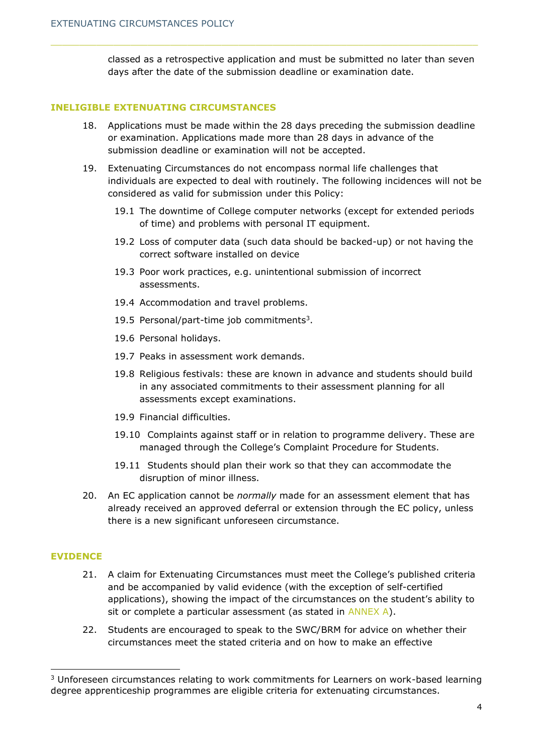classed as a retrospective application and must be submitted no later than seven days after the date of the submission deadline or examination date.

## INELIGIBLE EXTENUATING CIRCUMSTANCES

18. Applications must be made within the 28 days preceding the submission deadline or examination. Applications made more than 28 days in advance of the submission deadline or examination will not be accepted.

19. Extenuating Circumstances do not encompass normal life challenges that individuals are expected to deal with routinely. The following incidences will not be considered as valid for submission under this Policy:

    19.1 The downtime of College computer networks (except for extended periods of time) and problems with personal IT equipment.

    19.2 Loss of computer data (such data should be backed-up) or not having the correct software installed on device

    19.3 Poor work practices, e.g. unintentional submission of incorrect assessments.

    19.4 Accommodation and travel problems.

    19.5 Personal/part-time job commitments[3].

    19.6 Personal holidays.

    19.7 Peaks in assessment work demands.

    19.8 Religious festivals: these are known in advance and students should build in any associated commitments to their assessment planning for all assessments except examinations.

    19.9 Financial difficulties.

    19.10 Complaints against staff or in relation to programme delivery. These are managed through the College's Complaint Procedure for Students.

    19.11 Students should plan their work so that they can accommodate the disruption of minor illness.

20. An EC application cannot be *normally* made for an assessment element that has already received an approved deferral or extension through the EC policy, unless there is a new significant unforeseen circumstance.

## EVIDENCE

21. A claim for Extenuating Circumstances must meet the College's published criteria and be accompanied by valid evidence (with the exception of self-certified applications), showing the impact of the circumstances on the student's ability to sit or complete a particular assessment (as stated in ANNEX A).

22. Students are encouraged to speak to the SWC/BRM for advice on whether their circumstances meet the stated criteria and on how to make an effective

---

[3] Unforeseen circumstances relating to work commitments for Learners on work-based learning degree apprenticeship programmes are eligible criteria for extenuating circumstances.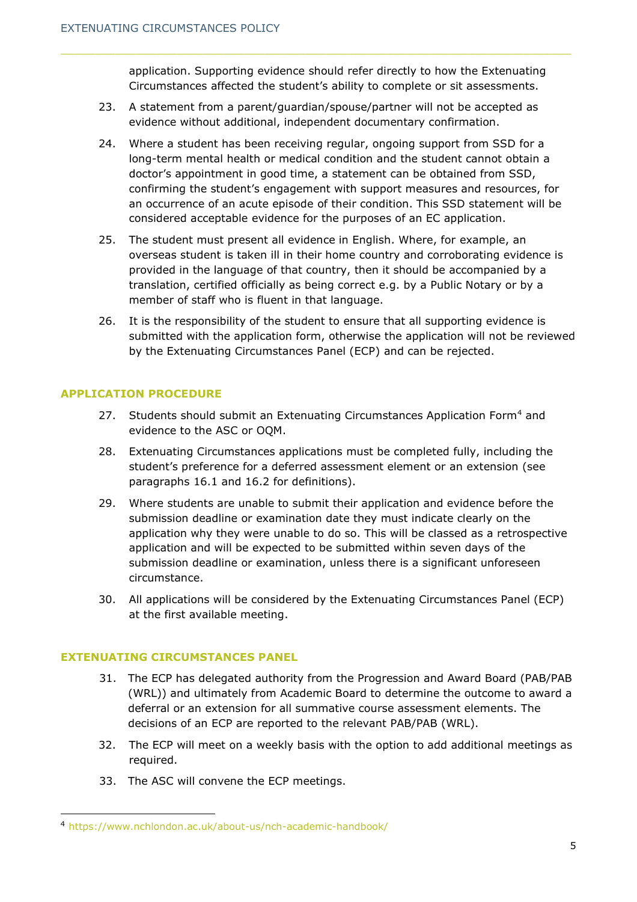application. Supporting evidence should refer directly to how the Extenuating Circumstances affected the student's ability to complete or sit assessments.

23. A statement from a parent/guardian/spouse/partner will not be accepted as evidence without additional, independent documentary confirmation.

24. Where a student has been receiving regular, ongoing support from SSD for a long-term mental health or medical condition and the student cannot obtain a doctor's appointment in good time, a statement can be obtained from SSD, confirming the student's engagement with support measures and resources, for an occurrence of an acute episode of their condition. This SSD statement will be considered acceptable evidence for the purposes of an EC application.

25. The student must present all evidence in English. Where, for example, an overseas student is taken ill in their home country and corroborating evidence is provided in the language of that country, then it should be accompanied by a translation, certified officially as being correct e.g. by a Public Notary or by a member of staff who is fluent in that language.

26. It is the responsibility of the student to ensure that all supporting evidence is submitted with the application form, otherwise the application will not be reviewed by the Extenuating Circumstances Panel (ECP) and can be rejected.

## APPLICATION PROCEDURE

27. Students should submit an Extenuating Circumstances Application Form[4] and evidence to the ASC or OQM.

28. Extenuating Circumstances applications must be completed fully, including the student's preference for a deferred assessment element or an extension (see paragraphs 16.1 and 16.2 for definitions).

29. Where students are unable to submit their application and evidence before the submission deadline or examination date they must indicate clearly on the application why they were unable to do so. This will be classed as a retrospective application and will be expected to be submitted within seven days of the submission deadline or examination, unless there is a significant unforeseen circumstance.

30. All applications will be considered by the Extenuating Circumstances Panel (ECP) at the first available meeting.

## EXTENUATING CIRCUMSTANCES PANEL

31. The ECP has delegated authority from the Progression and Award Board (PAB/PAB (WRL)) and ultimately from Academic Board to determine the outcome to award a deferral or an extension for all summative course assessment elements. The decisions of an ECP are reported to the relevant PAB/PAB (WRL).

32. The ECP will meet on a weekly basis with the option to add additional meetings as required.

33. The ASC will convene the ECP meetings.

[4] https://www.nchlondon.ac.uk/about-us/nch-academic-handbook/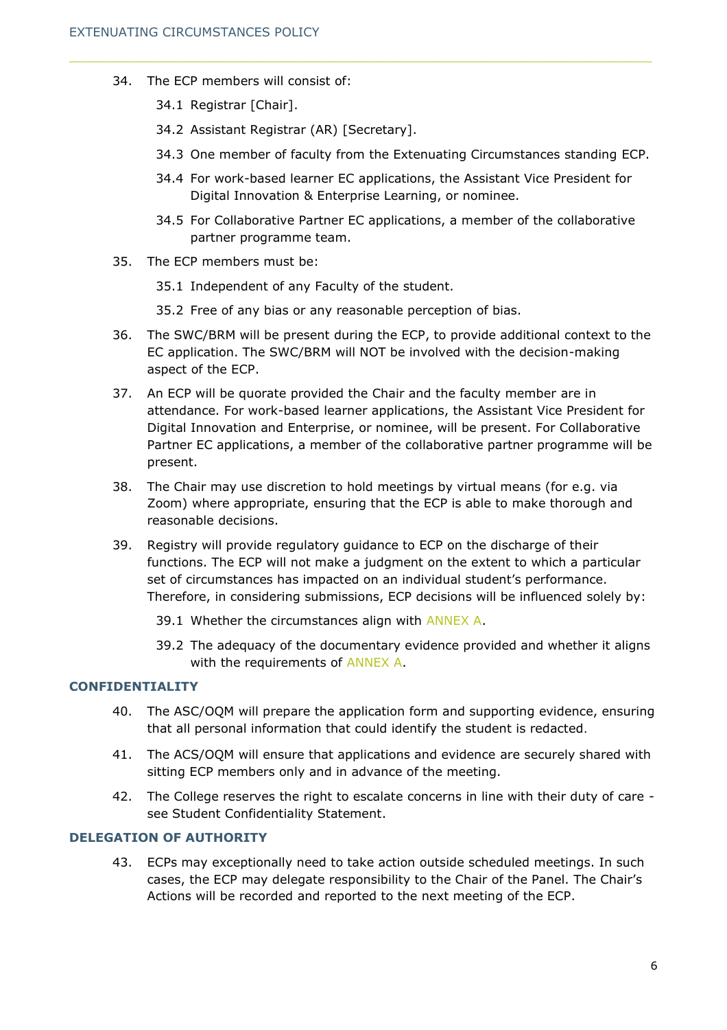34. The ECP members will consist of:

    34.1 Registrar [Chair].

    34.2 Assistant Registrar (AR) [Secretary].

    34.3 One member of faculty from the Extenuating Circumstances standing ECP.

    34.4 For work-based learner EC applications, the Assistant Vice President for Digital Innovation & Enterprise Learning, or nominee.

    34.5 For Collaborative Partner EC applications, a member of the collaborative partner programme team.

35. The ECP members must be:

    35.1 Independent of any Faculty of the student.

    35.2 Free of any bias or any reasonable perception of bias.

36. The SWC/BRM will be present during the ECP, to provide additional context to the EC application. The SWC/BRM will NOT be involved with the decision-making aspect of the ECP.

37. An ECP will be quorate provided the Chair and the faculty member are in attendance. For work-based learner applications, the Assistant Vice President for Digital Innovation and Enterprise, or nominee, will be present. For Collaborative Partner EC applications, a member of the collaborative partner programme will be present.

38. The Chair may use discretion to hold meetings by virtual means (for e.g. via Zoom) where appropriate, ensuring that the ECP is able to make thorough and reasonable decisions.

39. Registry will provide regulatory guidance to ECP on the discharge of their functions. The ECP will not make a judgment on the extent to which a particular set of circumstances has impacted on an individual student's performance. Therefore, in considering submissions, ECP decisions will be influenced solely by:

    39.1 Whether the circumstances align with ANNEX A.

    39.2 The adequacy of the documentary evidence provided and whether it aligns with the requirements of ANNEX A.

### CONFIDENTIALITY

40. The ASC/OQM will prepare the application form and supporting evidence, ensuring that all personal information that could identify the student is redacted.

41. The ACS/OQM will ensure that applications and evidence are securely shared with sitting ECP members only and in advance of the meeting.

42. The College reserves the right to escalate concerns in line with their duty of care - see Student Confidentiality Statement.

### DELEGATION OF AUTHORITY

43. ECPs may exceptionally need to take action outside scheduled meetings. In such cases, the ECP may delegate responsibility to the Chair of the Panel. The Chair's Actions will be recorded and reported to the next meeting of the ECP.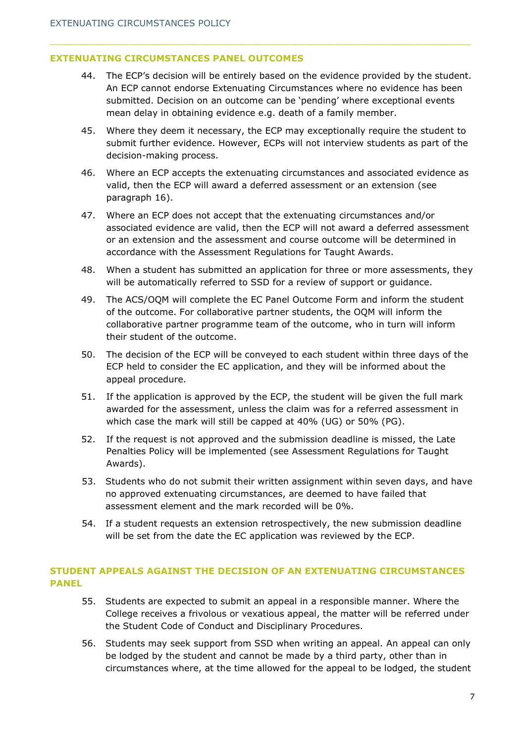## EXTENUATING CIRCUMSTANCES PANEL OUTCOMES

44. The ECP's decision will be entirely based on the evidence provided by the student. An ECP cannot endorse Extenuating Circumstances where no evidence has been submitted. Decision on an outcome can be 'pending' where exceptional events mean delay in obtaining evidence e.g. death of a family member.

45. Where they deem it necessary, the ECP may exceptionally require the student to submit further evidence. However, ECPs will not interview students as part of the decision-making process.

46. Where an ECP accepts the extenuating circumstances and associated evidence as valid, then the ECP will award a deferred assessment or an extension (see paragraph 16).

47. Where an ECP does not accept that the extenuating circumstances and/or associated evidence are valid, then the ECP will not award a deferred assessment or an extension and the assessment and course outcome will be determined in accordance with the Assessment Regulations for Taught Awards.

48. When a student has submitted an application for three or more assessments, they will be automatically referred to SSD for a review of support or guidance.

49. The ACS/OQM will complete the EC Panel Outcome Form and inform the student of the outcome. For collaborative partner students, the OQM will inform the collaborative partner programme team of the outcome, who in turn will inform their student of the outcome.

50. The decision of the ECP will be conveyed to each student within three days of the ECP held to consider the EC application, and they will be informed about the appeal procedure.

51. If the application is approved by the ECP, the student will be given the full mark awarded for the assessment, unless the claim was for a referred assessment in which case the mark will still be capped at 40% (UG) or 50% (PG).

52. If the request is not approved and the submission deadline is missed, the Late Penalties Policy will be implemented (see Assessment Regulations for Taught Awards).

53. Students who do not submit their written assignment within seven days, and have no approved extenuating circumstances, are deemed to have failed that assessment element and the mark recorded will be 0%.

54. If a student requests an extension retrospectively, the new submission deadline will be set from the date the EC application was reviewed by the ECP.

## STUDENT APPEALS AGAINST THE DECISION OF AN EXTENUATING CIRCUMSTANCES PANEL

55. Students are expected to submit an appeal in a responsible manner. Where the College receives a frivolous or vexatious appeal, the matter will be referred under the Student Code of Conduct and Disciplinary Procedures.

56. Students may seek support from SSD when writing an appeal. An appeal can only be lodged by the student and cannot be made by a third party, other than in circumstances where, at the time allowed for the appeal to be lodged, the student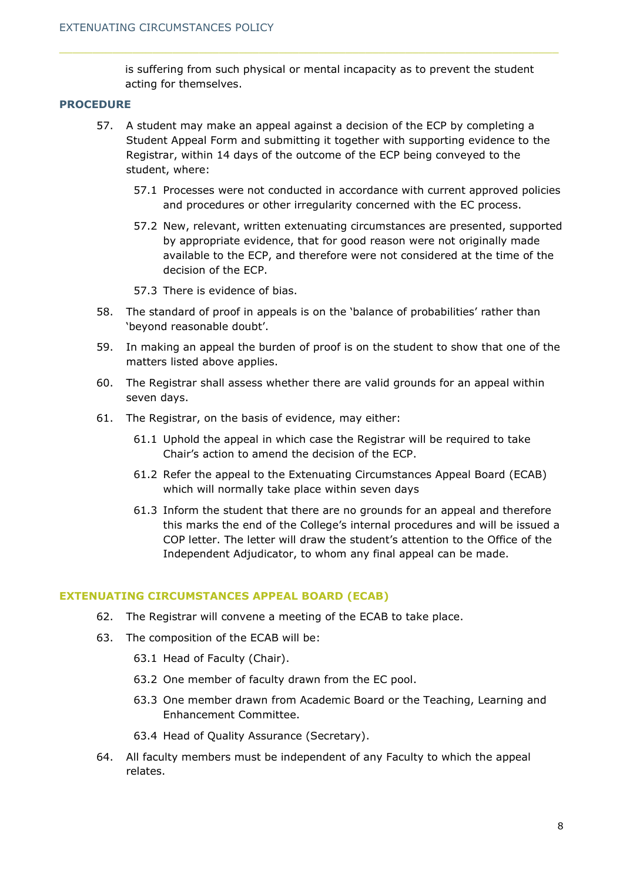is suffering from such physical or mental incapacity as to prevent the student acting for themselves.

## PROCEDURE

57. A student may make an appeal against a decision of the ECP by completing a Student Appeal Form and submitting it together with supporting evidence to the Registrar, within 14 days of the outcome of the ECP being conveyed to the student, where:

    57.1 Processes were not conducted in accordance with current approved policies and procedures or other irregularity concerned with the EC process.

    57.2 New, relevant, written extenuating circumstances are presented, supported by appropriate evidence, that for good reason were not originally made available to the ECP, and therefore were not considered at the time of the decision of the ECP.

    57.3 There is evidence of bias.

58. The standard of proof in appeals is on the 'balance of probabilities' rather than 'beyond reasonable doubt'.

59. In making an appeal the burden of proof is on the student to show that one of the matters listed above applies.

60. The Registrar shall assess whether there are valid grounds for an appeal within seven days.

61. The Registrar, on the basis of evidence, may either:

    61.1 Uphold the appeal in which case the Registrar will be required to take Chair's action to amend the decision of the ECP.

    61.2 Refer the appeal to the Extenuating Circumstances Appeal Board (ECAB) which will normally take place within seven days

    61.3 Inform the student that there are no grounds for an appeal and therefore this marks the end of the College's internal procedures and will be issued a COP letter. The letter will draw the student's attention to the Office of the Independent Adjudicator, to whom any final appeal can be made.

## EXTENUATING CIRCUMSTANCES APPEAL BOARD (ECAB)

62. The Registrar will convene a meeting of the ECAB to take place.

63. The composition of the ECAB will be:

    63.1 Head of Faculty (Chair).

    63.2 One member of faculty drawn from the EC pool.

    63.3 One member drawn from Academic Board or the Teaching, Learning and Enhancement Committee.

    63.4 Head of Quality Assurance (Secretary).

64. All faculty members must be independent of any Faculty to which the appeal relates.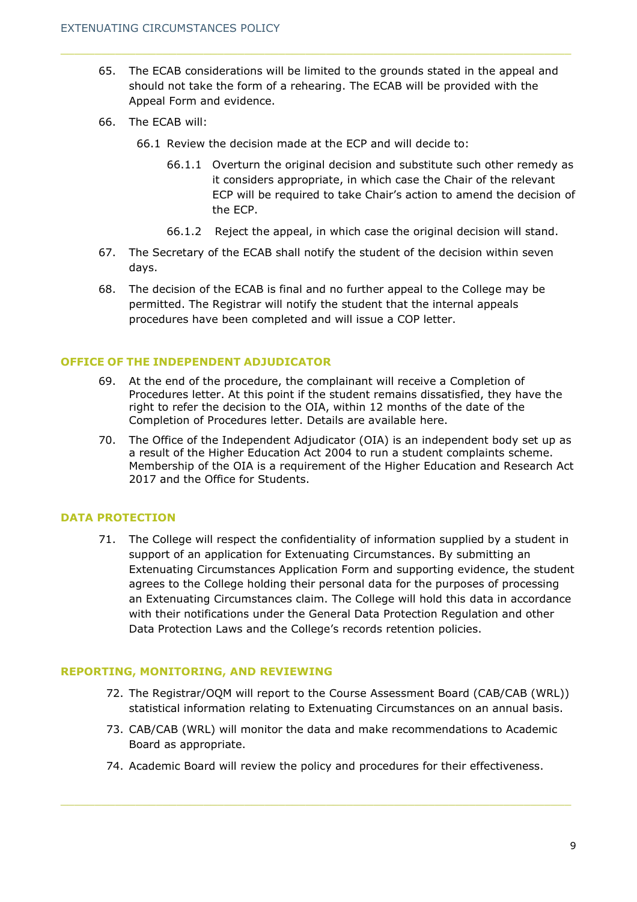65. The ECAB considerations will be limited to the grounds stated in the appeal and should not take the form of a rehearing. The ECAB will be provided with the Appeal Form and evidence.

66. The ECAB will:

    66.1 Review the decision made at the ECP and will decide to:

    66.1.1 Overturn the original decision and substitute such other remedy as it considers appropriate, in which case the Chair of the relevant ECP will be required to take Chair's action to amend the decision of the ECP.

    66.1.2 Reject the appeal, in which case the original decision will stand.

67. The Secretary of the ECAB shall notify the student of the decision within seven days.

68. The decision of the ECAB is final and no further appeal to the College may be permitted. The Registrar will notify the student that the internal appeals procedures have been completed and will issue a COP letter.

## OFFICE OF THE INDEPENDENT ADJUDICATOR

69. At the end of the procedure, the complainant will receive a Completion of Procedures letter. At this point if the student remains dissatisfied, they have the right to refer the decision to the OIA, within 12 months of the date of the Completion of Procedures letter. Details are available here.

70. The Office of the Independent Adjudicator (OIA) is an independent body set up as a result of the Higher Education Act 2004 to run a student complaints scheme. Membership of the OIA is a requirement of the Higher Education and Research Act 2017 and the Office for Students.

## DATA PROTECTION

71. The College will respect the confidentiality of information supplied by a student in support of an application for Extenuating Circumstances. By submitting an Extenuating Circumstances Application Form and supporting evidence, the student agrees to the College holding their personal data for the purposes of processing an Extenuating Circumstances claim. The College will hold this data in accordance with their notifications under the General Data Protection Regulation and other Data Protection Laws and the College's records retention policies.

## REPORTING, MONITORING, AND REVIEWING

72. The Registrar/OQM will report to the Course Assessment Board (CAB/CAB (WRL)) statistical information relating to Extenuating Circumstances on an annual basis.

73. CAB/CAB (WRL) will monitor the data and make recommendations to Academic Board as appropriate.

74. Academic Board will review the policy and procedures for their effectiveness.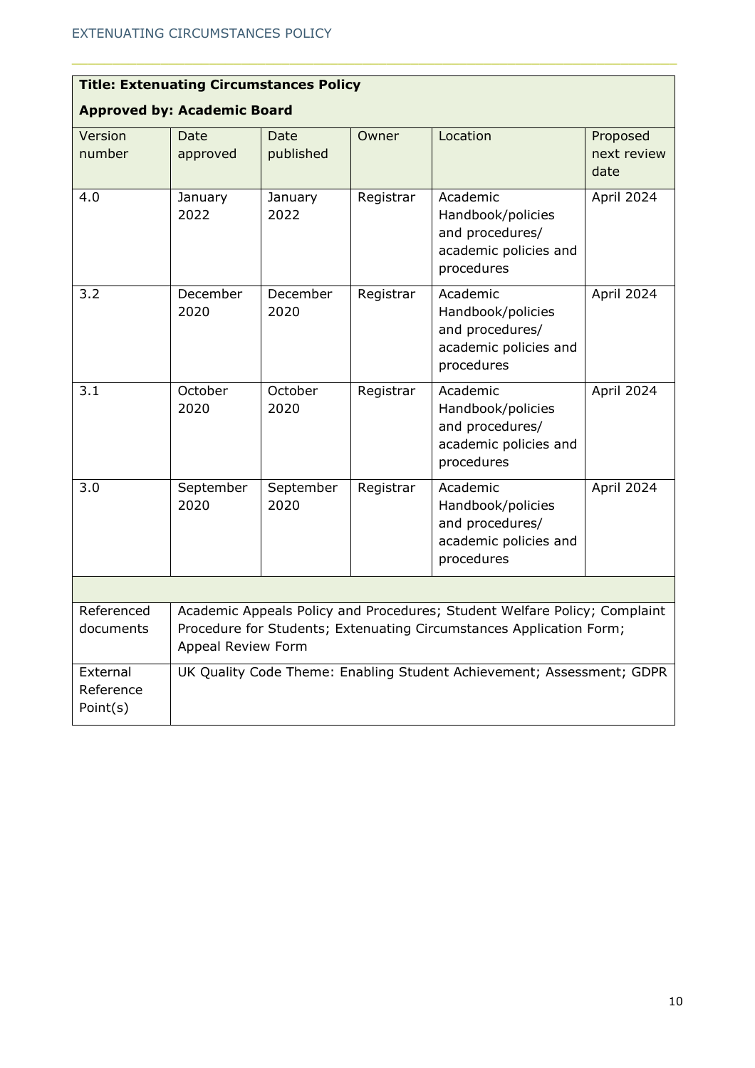| **Title: Extenuating Circumstances Policy**<br>**Approved by: Academic Board** | | | | | |
|---|---|---|---|---|---|
| Version number | Date approved | Date published | Owner | Location | Proposed next review date |
| 4.0 | January 2022 | January 2022 | Registrar | Academic Handbook/policies and procedures/ academic policies and procedures | April 2024 |
| 3.2 | December 2020 | December 2020 | Registrar | Academic Handbook/policies and procedures/ academic policies and procedures | April 2024 |
| 3.1 | October 2020 | October 2020 | Registrar | Academic Handbook/policies and procedures/ academic policies and procedures | April 2024 |
| 3.0 | September 2020 | September 2020 | Registrar | Academic Handbook/policies and procedures/ academic policies and procedures | April 2024 |
| | | | | | |
| Referenced documents | Academic Appeals Policy and Procedures; Student Welfare Policy; Complaint Procedure for Students; Extenuating Circumstances Application Form; Appeal Review Form | | | | |
| External Reference Point(s) | UK Quality Code Theme: Enabling Student Achievement; Assessment; GDPR | | | | |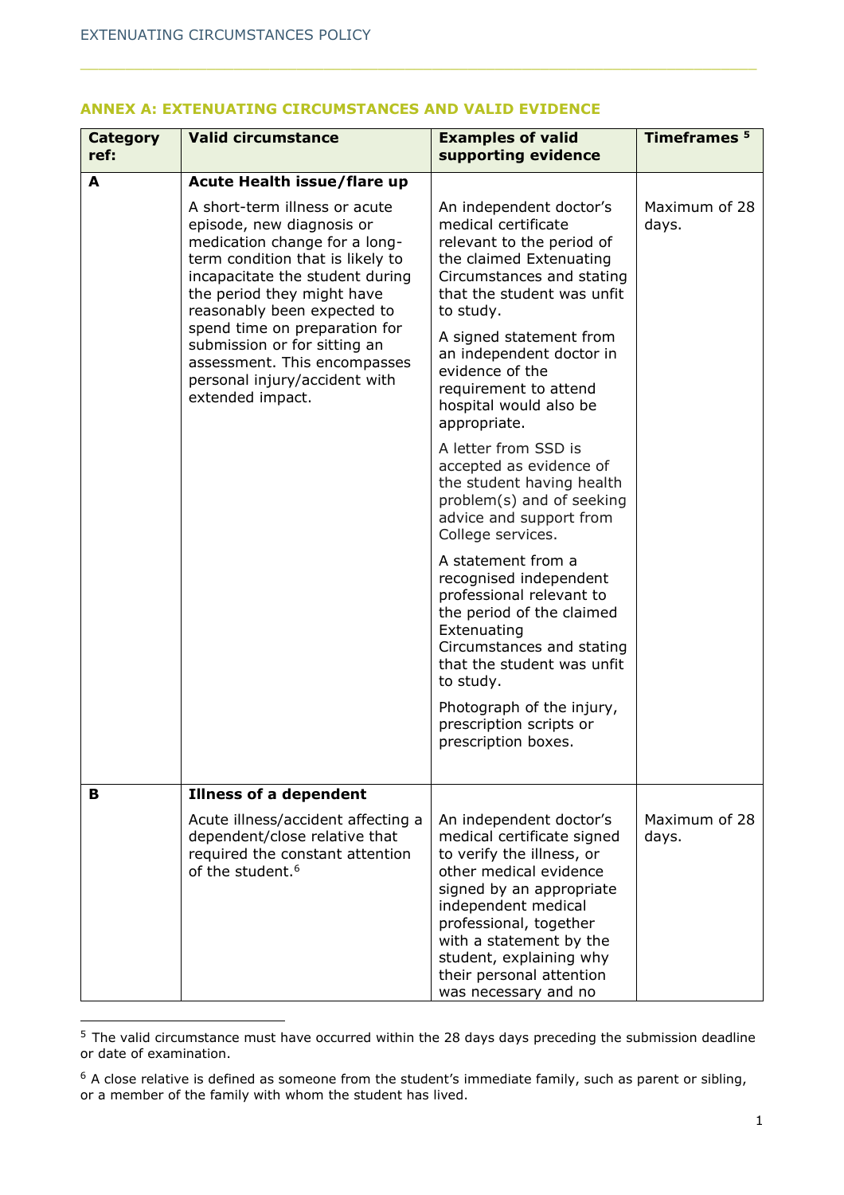## ANNEX A: EXTENUATING CIRCUMSTANCES AND VALID EVIDENCE

| Category ref: | Valid circumstance | Examples of valid supporting evidence | Timeframes [5] |
|---|---|---|---|
| **A** | **Acute Health issue/flare up**<br><br>A short-term illness or acute episode, new diagnosis or medication change for a long-term condition that is likely to incapacitate the student during the period they might have reasonably been expected to spend time on preparation for submission or for sitting an assessment. This encompasses personal injury/accident with extended impact. | An independent doctor's medical certificate relevant to the period of the claimed Extenuating Circumstances and stating that the student was unfit to study.<br><br>A signed statement from an independent doctor in evidence of the requirement to attend hospital would also be appropriate.<br><br>A letter from SSD is accepted as evidence of the student having health problem(s) and of seeking advice and support from College services.<br><br>A statement from a recognised independent professional relevant to the period of the claimed Extenuating Circumstances and stating that the student was unfit to study.<br><br>Photograph of the injury, prescription scripts or prescription boxes. | Maximum of 28 days. |
| **B** | **Illness of a dependent**<br><br>Acute illness/accident affecting a dependent/close relative that required the constant attention of the student.[6] | An independent doctor's medical certificate signed to verify the illness, or other medical evidence signed by an appropriate independent medical professional, together with a statement by the student, explaining why their personal attention was necessary and no | Maximum of 28 days. |

[5] The valid circumstance must have occurred within the 28 days days preceding the submission deadline or date of examination.

[6] A close relative is defined as someone from the student's immediate family, such as parent or sibling, or a member of the family with whom the student has lived.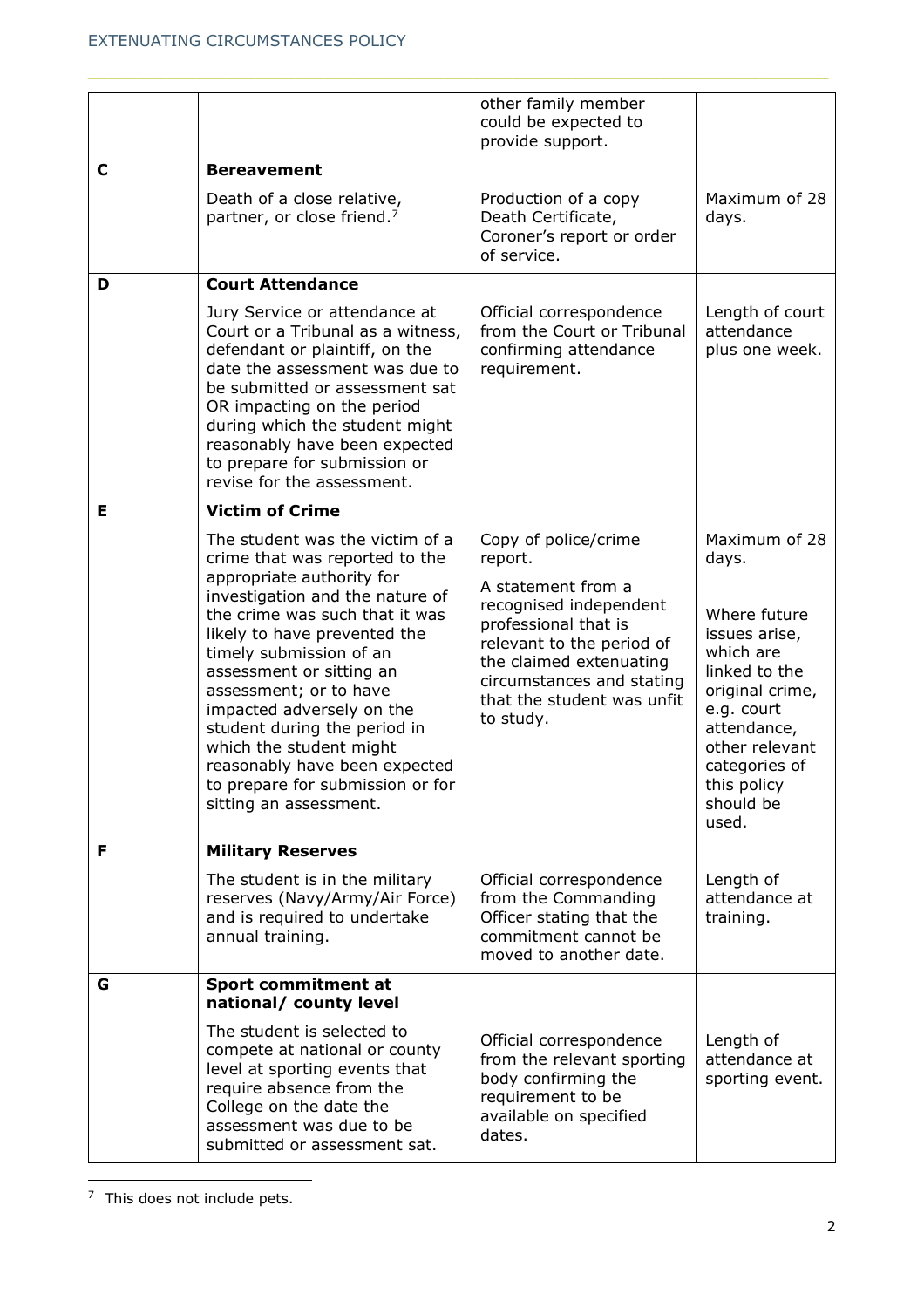| | | | |
|---|---|---|---|
| | | other family member could be expected to provide support. | |
| **C** | **Bereavement**<br><br>Death of a close relative, partner, or close friend.[7] | Production of a copy Death Certificate, Coroner's report or order of service. | Maximum of 28 days. |
| **D** | **Court Attendance**<br><br>Jury Service or attendance at Court or a Tribunal as a witness, defendant or plaintiff, on the date the assessment was due to be submitted or assessment sat OR impacting on the period during which the student might reasonably have been expected to prepare for submission or revise for the assessment. | Official correspondence from the Court or Tribunal confirming attendance requirement. | Length of court attendance plus one week. |
| **E** | **Victim of Crime**<br><br>The student was the victim of a crime that was reported to the appropriate authority for investigation and the nature of the crime was such that it was likely to have prevented the timely submission of an assessment or sitting an assessment; or to have impacted adversely on the student during the period in which the student might reasonably have been expected to prepare for submission or for sitting an assessment. | Copy of police/crime report.<br><br>A statement from a recognised independent professional that is relevant to the period of the claimed extenuating circumstances and stating that the student was unfit to study. | Maximum of 28 days.<br><br>Where future issues arise, which are linked to the original crime, e.g. court attendance, other relevant categories of this policy should be used. |
| **F** | **Military Reserves**<br><br>The student is in the military reserves (Navy/Army/Air Force) and is required to undertake annual training. | Official correspondence from the Commanding Officer stating that the commitment cannot be moved to another date. | Length of attendance at training. |
| **G** | **Sport commitment at national/ county level**<br><br>The student is selected to compete at national or county level at sporting events that require absence from the College on the date the assessment was due to be submitted or assessment sat. | Official correspondence from the relevant sporting body confirming the requirement to be available on specified dates. | Length of attendance at sporting event. |

[7] This does not include pets.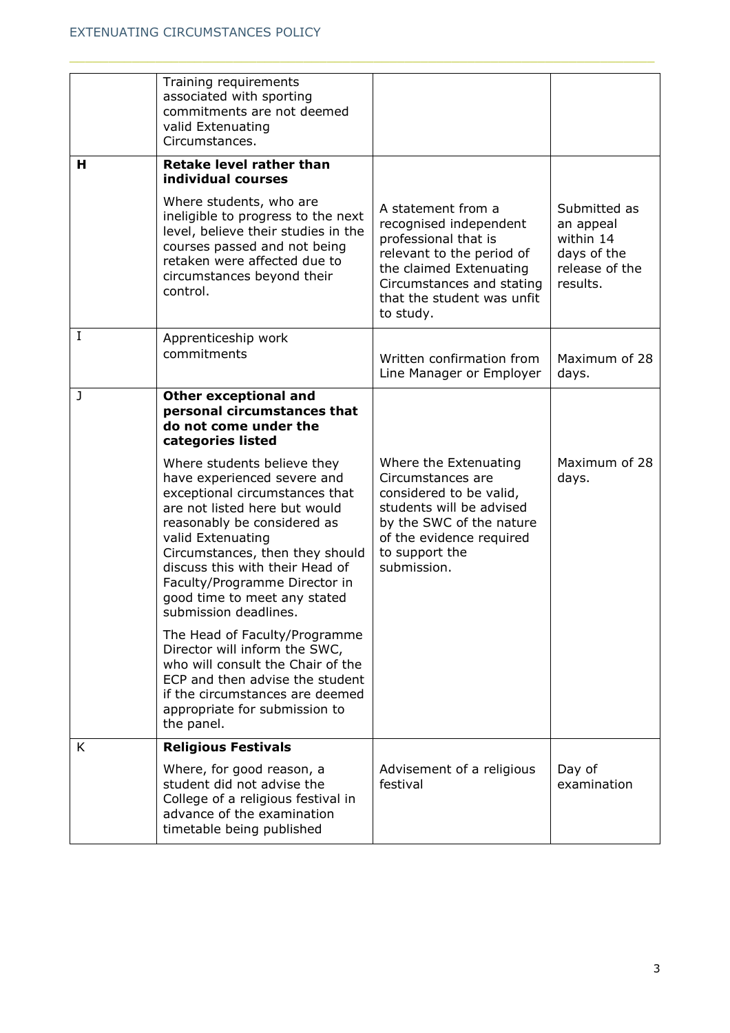| | | | |
|---|---|---|---|
| | Training requirements associated with sporting commitments are not deemed valid Extenuating Circumstances. | | |
| **H** | **Retake level rather than individual courses**<br><br>Where students, who are ineligible to progress to the next level, believe their studies in the courses passed and not being retaken were affected due to circumstances beyond their control. | A statement from a recognised independent professional that is relevant to the period of the claimed Extenuating Circumstances and stating that the student was unfit to study. | Submitted as an appeal within 14 days of the release of the results. |
| I | Apprenticeship work commitments | Written confirmation from Line Manager or Employer | Maximum of 28 days. |
| J | **Other exceptional and personal circumstances that do not come under the categories listed**<br><br>Where students believe they have experienced severe and exceptional circumstances that are not listed here but would reasonably be considered as valid Extenuating Circumstances, then they should discuss this with their Head of Faculty/Programme Director in good time to meet any stated submission deadlines.<br><br>The Head of Faculty/Programme Director will inform the SWC, who will consult the Chair of the ECP and then advise the student if the circumstances are deemed appropriate for submission to the panel. | Where the Extenuating Circumstances are considered to be valid, students will be advised by the SWC of the nature of the evidence required to support the submission. | Maximum of 28 days. |
| K | **Religious Festivals**<br><br>Where, for good reason, a student did not advise the College of a religious festival in advance of the examination timetable being published | Advisement of a religious festival | Day of examination |